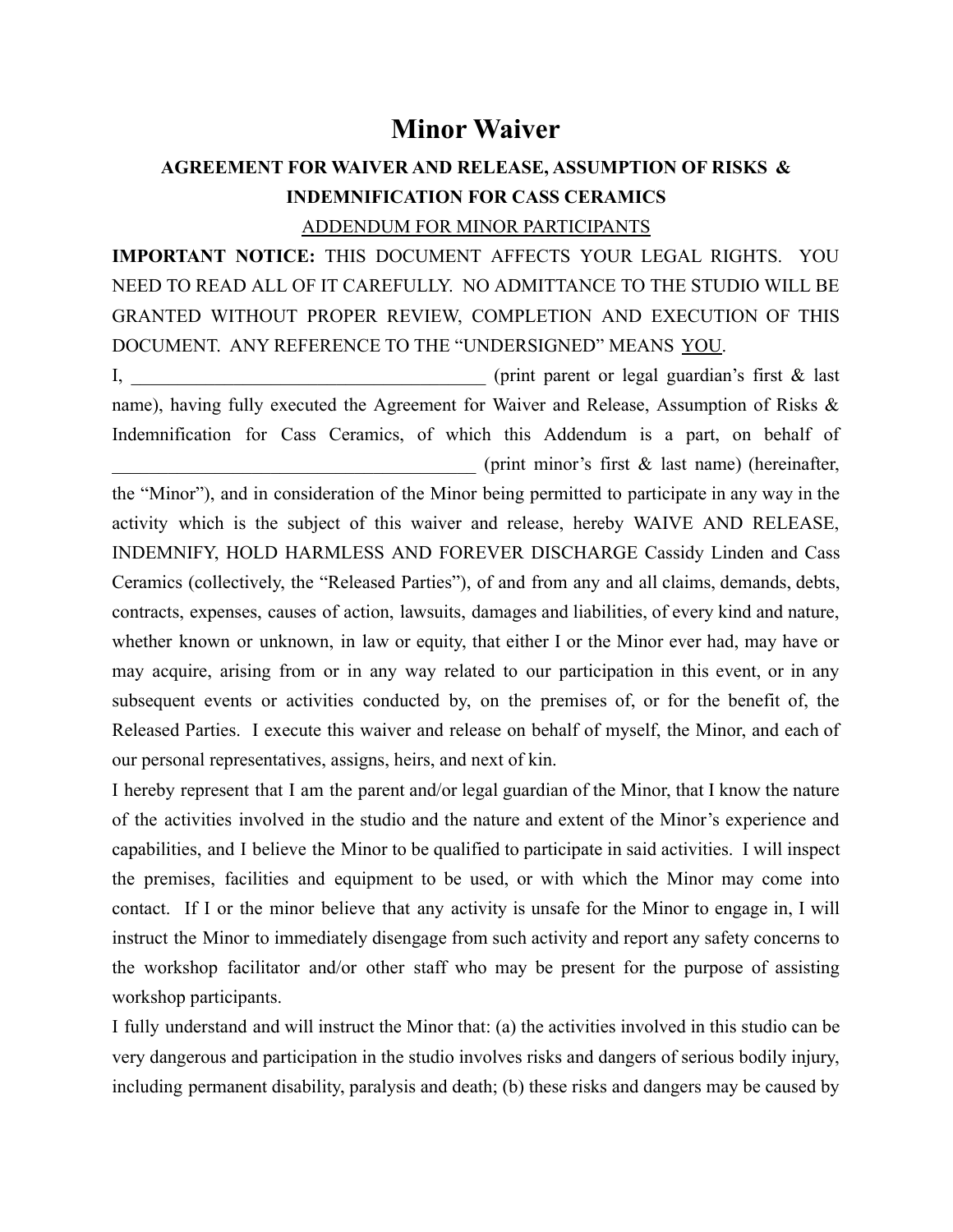# Minor Waiver

### AGREEMENT FOR WAIVER AND RELEASE, ASSUMPTION OF RISKS & INDEMNIFICATION FOR CASS CERAMICS

ADDENDUM FOR MINOR PARTICIPANTS

**IMPORTANT NOTICE:** THIS DOCUMENT AFFECTS YOUR LEGAL RIGHTS. YOU NEED TO READ ALL OF IT CAREFULLY. NO ADMITTANCE TO THE STUDIO WILL BE GRANTED WITHOUT PROPER REVIEW, COMPLETION AND EXECUTION OF THIS DOCUMENT. ANY REFERENCE TO THE "UNDERSIGNED" MEANS YOU.

I, _______________________________________ (print parent or legal guardian's first & last name), having fully executed the Agreement for Waiver and Release, Assumption of Risks & Indemnification for Cass Ceramics, of which this Addendum is a part, on behalf of _______________________________________ (print minor's first & last name) (hereinafter, the "Minor"), and in consideration of the Minor being permitted to participate in any way in the activity which is the subject of this waiver and release, hereby WAIVE AND RELEASE, INDEMNIFY, HOLD HARMLESS AND FOREVER DISCHARGE Cassidy Linden and Cass Ceramics (collectively, the "Released Parties"), of and from any and all claims, demands, debts, contracts, expenses, causes of action, lawsuits, damages and liabilities, of every kind and nature, whether known or unknown, in law or equity, that either I or the Minor ever had, may have or may acquire, arising from or in any way related to our participation in this event, or in any subsequent events or activities conducted by, on the premises of, or for the benefit of, the Released Parties. I execute this waiver and release on behalf of myself, the Minor, and each of our personal representatives, assigns, heirs, and next of kin.

I hereby represent that I am the parent and/or legal guardian of the Minor, that I know the nature of the activities involved in the studio and the nature and extent of the Minor's experience and capabilities, and I believe the Minor to be qualified to participate in said activities. I will inspect the premises, facilities and equipment to be used, or with which the Minor may come into contact. If I or the minor believe that any activity is unsafe for the Minor to engage in, I will instruct the Minor to immediately disengage from such activity and report any safety concerns to the workshop facilitator and/or other staff who may be present for the purpose of assisting workshop participants.

I fully understand and will instruct the Minor that: (a) the activities involved in this studio can be very dangerous and participation in the studio involves risks and dangers of serious bodily injury, including permanent disability, paralysis and death; (b) these risks and dangers may be caused by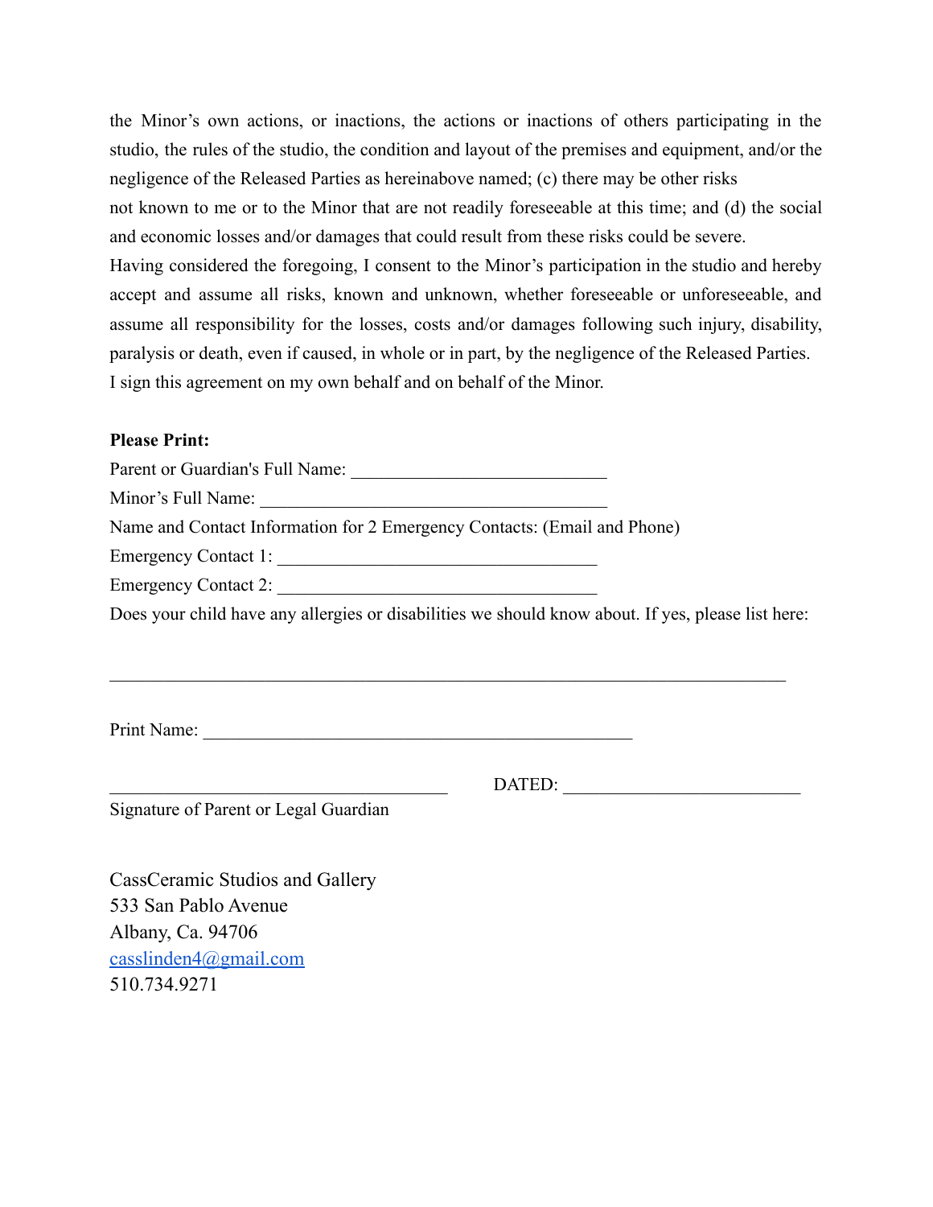the Minor's own actions, or inactions, the actions or inactions of others participating in the studio, the rules of the studio, the condition and layout of the premises and equipment, and/or the negligence of the Released Parties as hereinabove named; (c) there may be other risks not known to me or to the Minor that are not readily foreseeable at this time; and (d) the social and economic losses and/or damages that could result from these risks could be severe.

Having considered the foregoing, I consent to the Minor's participation in the studio and hereby accept and assume all risks, known and unknown, whether foreseeable or unforeseeable, and assume all responsibility for the losses, costs and/or damages following such injury, disability, paralysis or death, even if caused, in whole or in part, by the negligence of the Released Parties.

I sign this agreement on my own behalf and on behalf of the Minor.

**Please Print:**

Parent or Guardian's Full Name: ____________________________

Minor's Full Name: ______________________________________

Name and Contact Information for 2 Emergency Contacts: (Email and Phone)

Emergency Contact 1: ___________________________________

Emergency Contact 2: ___________________________________

Does your child have any allergies or disabilities we should know about. If yes, please list here:

___________________________________________________________________________

Print Name: ________________________________________________

______________________________________ DATED: __________________________

Signature of Parent or Legal Guardian

CassCeramic Studios and Gallery
533 San Pablo Avenue
Albany, Ca. 94706
casslinden4@gmail.com
510.734.9271